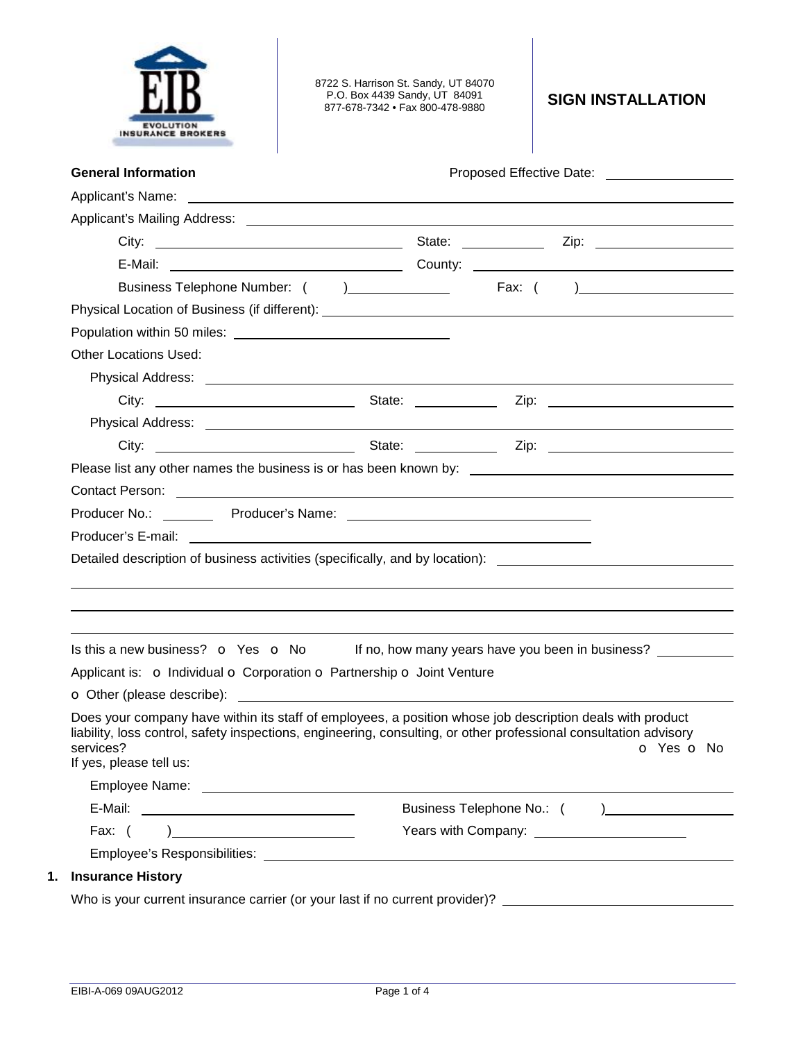EIB EVOLUTION INSURANCE BROKERS

8722 S. Harrison St. Sandy, UT 84070
P.O. Box 4439 Sandy, UT 84091
877-678-7342 • Fax 800-478-9880

# SIGN INSTALLATION

**General Information** Proposed Effective Date: ______________

Applicant's Name: ______________________________________________

Applicant's Mailing Address: ______________________________________________

City: ______________ State: __________ Zip: ______________

E-Mail: ______________ County: ______________

Business Telephone Number: ( ) ______________ Fax: ( ) ______________

Physical Location of Business (if different): ______________________________________________

Population within 50 miles: ______________

Other Locations Used:

Physical Address: ______________________________________________

City: ______________ State: __________ Zip: ______________

Physical Address: ______________________________________________

City: ______________ State: __________ Zip: ______________

Please list any other names the business is or has been known by: ______________

Contact Person: ______________________________________________

Producer No.: ________ Producer's Name: ______________

Producer's E-mail: ______________

Detailed description of business activities (specifically, and by location): ______________

______________________________________________

______________________________________________

______________________________________________

Is this a new business? o Yes o No If no, how many years have you been in business? __________

Applicant is: o Individual o Corporation o Partnership o Joint Venture

o Other (please describe): ______________________________________________

Does your company have within its staff of employees, a position whose job description deals with product liability, loss control, safety inspections, engineering, consulting, or other professional consultation advisory services? o Yes o No

If yes, please tell us:

Employee Name: ______________________________________________

E-Mail: ______________ Business Telephone No.: ( ) ______________

Fax: ( ) ______________ Years with Company: ______________

Employee's Responsibilities: ______________________________________________

## 1. Insurance History

Who is your current insurance carrier (or your last if no current provider)? ______________

EIBI-A-069 09AUG2012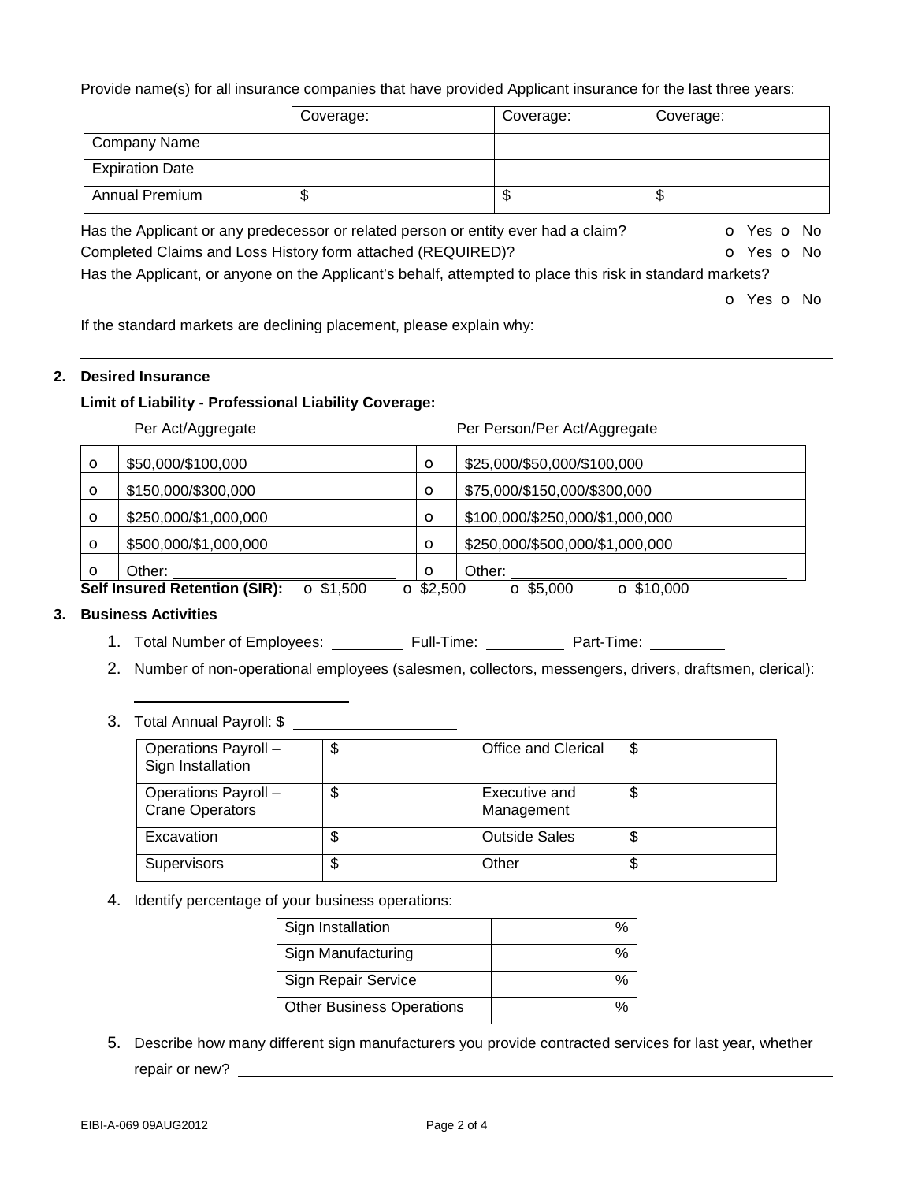Provide name(s) for all insurance companies that have provided Applicant insurance for the last three years:

| | Coverage: | Coverage: | Coverage: |
|---|---|---|---|
| Company Name | | | |
| Expiration Date | | | |
| Annual Premium | $ | $ | $ |

Has the Applicant or any predecessor or related person or entity ever had a claim? o Yes o No

Completed Claims and Loss History form attached (REQUIRED)? o Yes o No

Has the Applicant, or anyone on the Applicant's behalf, attempted to place this risk in standard markets? o Yes o No

If the standard markets are declining placement, please explain why: ______________________________

______________________________________________________________________________

## 2. Desired Insurance

**Limit of Liability - Professional Liability Coverage:**

| | Per Act/Aggregate | | Per Person/Per Act/Aggregate |
|---|---|---|---|
| o | $50,000/$100,000 | o | $25,000/$50,000/$100,000 |
| o | $150,000/$300,000 | o | $75,000/$150,000/$300,000 |
| o | $250,000/$1,000,000 | o | $100,000/$250,000/$1,000,000 |
| o | $500,000/$1,000,000 | o | $250,000/$500,000/$1,000,000 |
| o | Other: ____________ | o | Other: ____________ |

**Self Insured Retention (SIR):** o $1,500 o $2,500 o $5,000 o $10,000

## 3. Business Activities

1. Total Number of Employees: ________ Full-Time: ________ Part-Time: ________
2. Number of non-operational employees (salesmen, collectors, messengers, drivers, draftsmen, clerical): ____________________
3. Total Annual Payroll: $ ________________

| | | | |
|---|---|---|---|
| Operations Payroll – Sign Installation | $ | Office and Clerical | $ |
| Operations Payroll – Crane Operators | $ | Executive and Management | $ |
| Excavation | $ | Outside Sales | $ |
| Supervisors | $ | Other | $ |

4. Identify percentage of your business operations:

| | |
|---|---|
| Sign Installation | % |
| Sign Manufacturing | % |
| Sign Repair Service | % |
| Other Business Operations | % |

5. Describe how many different sign manufacturers you provide contracted services for last year, whether repair or new? ______________________________

EIBI-A-069 09AUG2012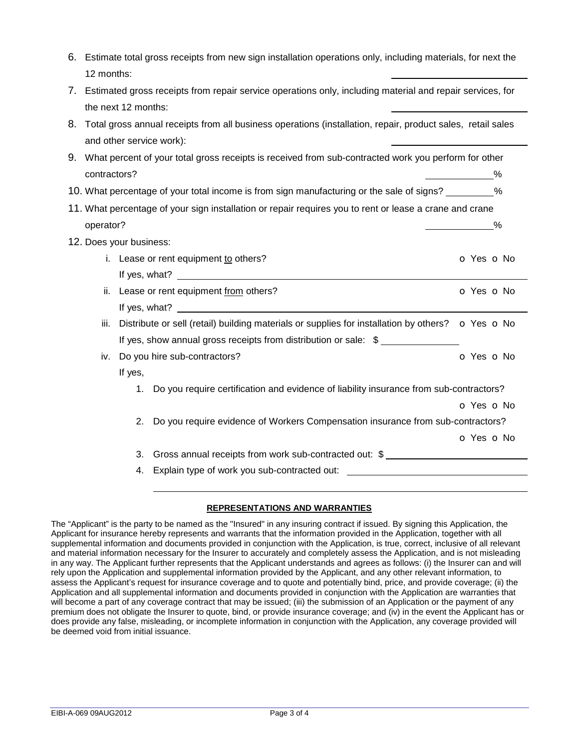6. Estimate total gross receipts from new sign installation operations only, including materials, for next the 12 months: \_\_\_\_\_\_\_\_\_\_\_\_\_\_\_\_\_\_\_\_

7. Estimated gross receipts from repair service operations only, including material and repair services, for the next 12 months: \_\_\_\_\_\_\_\_\_\_\_\_\_\_\_\_\_\_\_\_

8. Total gross annual receipts from all business operations (installation, repair, product sales, retail sales and other service work): \_\_\_\_\_\_\_\_\_\_\_\_\_\_\_\_\_\_\_\_

9. What percent of your total gross receipts is received from sub-contracted work you perform for other contractors? \_\_\_\_\_\_\_\_\_\_%

10. What percentage of your total income is from sign manufacturing or the sale of signs? \_\_\_\_\_\_\_\_%

11. What percentage of your sign installation or repair requires you to rent or lease a crane and crane operator? \_\_\_\_\_\_\_\_\_\_%

12. Does your business:

    i. Lease or rent equipment to others? o Yes o No

    If yes, what? \_\_\_\_\_\_\_\_\_\_\_\_\_\_\_\_\_\_\_\_\_\_\_\_\_\_\_\_\_\_\_\_\_\_\_\_\_\_\_\_

    ii. Lease or rent equipment from others? o Yes o No

    If yes, what? \_\_\_\_\_\_\_\_\_\_\_\_\_\_\_\_\_\_\_\_\_\_\_\_\_\_\_\_\_\_\_\_\_\_\_\_\_\_\_\_

    iii. Distribute or sell (retail) building materials or supplies for installation by others? o Yes o No

    If yes, show annual gross receipts from distribution or sale: $ \_\_\_\_\_\_\_\_\_\_\_\_\_\_

    iv. Do you hire sub-contractors? o Yes o No

    If yes,

    1. Do you require certification and evidence of liability insurance from sub-contractors? o Yes o No
    2. Do you require evidence of Workers Compensation insurance from sub-contractors? o Yes o No
    3. Gross annual receipts from work sub-contracted out: $ \_\_\_\_\_\_\_\_\_\_\_\_\_\_\_\_\_\_\_\_
    4. Explain type of work you sub-contracted out: \_\_\_\_\_\_\_\_\_\_\_\_\_\_\_\_\_\_\_\_\_\_\_\_\_\_\_\_

## REPRESENTATIONS AND WARRANTIES

The "Applicant" is the party to be named as the "Insured" in any insuring contract if issued. By signing this Application, the Applicant for insurance hereby represents and warrants that the information provided in the Application, together with all supplemental information and documents provided in conjunction with the Application, is true, correct, inclusive of all relevant and material information necessary for the Insurer to accurately and completely assess the Application, and is not misleading in any way. The Applicant further represents that the Applicant understands and agrees as follows: (i) the Insurer can and will rely upon the Application and supplemental information provided by the Applicant, and any other relevant information, to assess the Applicant's request for insurance coverage and to quote and potentially bind, price, and provide coverage; (ii) the Application and all supplemental information and documents provided in conjunction with the Application are warranties that will become a part of any coverage contract that may be issued; (iii) the submission of an Application or the payment of any premium does not obligate the Insurer to quote, bind, or provide insurance coverage; and (iv) in the event the Applicant has or does provide any false, misleading, or incomplete information in conjunction with the Application, any coverage provided will be deemed void from initial issuance.

EIBI-A-069 09AUG2012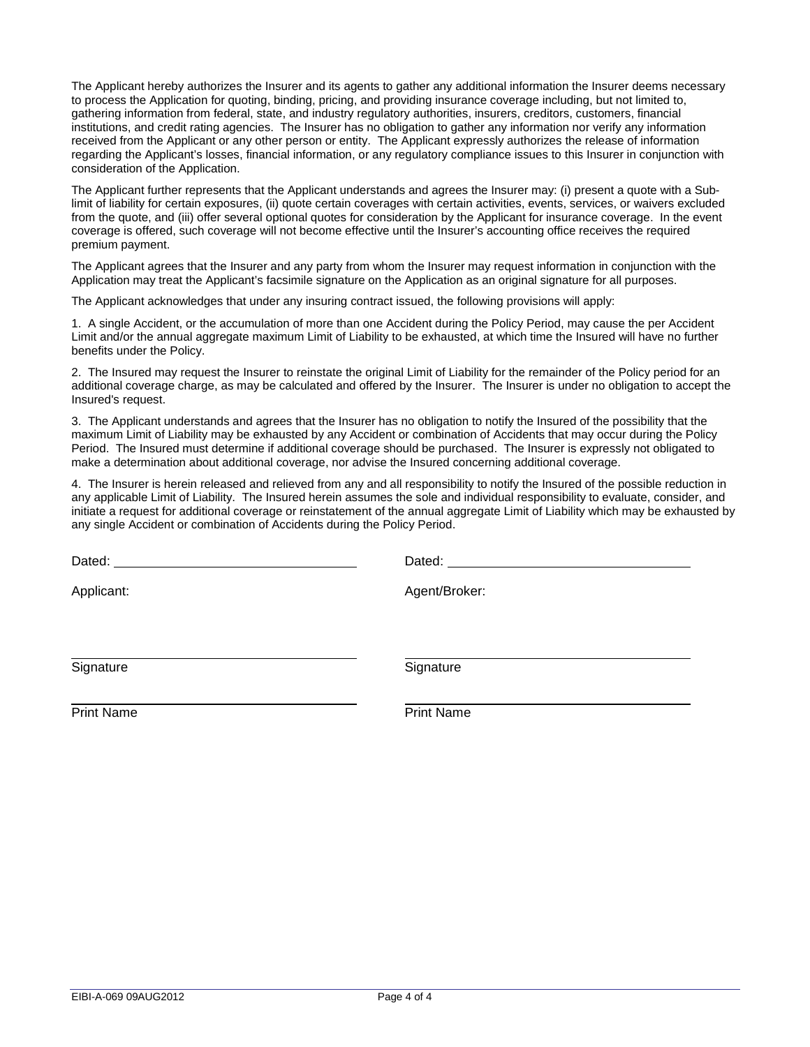The Applicant hereby authorizes the Insurer and its agents to gather any additional information the Insurer deems necessary to process the Application for quoting, binding, pricing, and providing insurance coverage including, but not limited to, gathering information from federal, state, and industry regulatory authorities, insurers, creditors, customers, financial institutions, and credit rating agencies. The Insurer has no obligation to gather any information nor verify any information received from the Applicant or any other person or entity. The Applicant expressly authorizes the release of information regarding the Applicant's losses, financial information, or any regulatory compliance issues to this Insurer in conjunction with consideration of the Application.

The Applicant further represents that the Applicant understands and agrees the Insurer may: (i) present a quote with a Sub-limit of liability for certain exposures, (ii) quote certain coverages with certain activities, events, services, or waivers excluded from the quote, and (iii) offer several optional quotes for consideration by the Applicant for insurance coverage. In the event coverage is offered, such coverage will not become effective until the Insurer's accounting office receives the required premium payment.

The Applicant agrees that the Insurer and any party from whom the Insurer may request information in conjunction with the Application may treat the Applicant's facsimile signature on the Application as an original signature for all purposes.

The Applicant acknowledges that under any insuring contract issued, the following provisions will apply:

1. A single Accident, or the accumulation of more than one Accident during the Policy Period, may cause the per Accident Limit and/or the annual aggregate maximum Limit of Liability to be exhausted, at which time the Insured will have no further benefits under the Policy.

2. The Insured may request the Insurer to reinstate the original Limit of Liability for the remainder of the Policy period for an additional coverage charge, as may be calculated and offered by the Insurer. The Insurer is under no obligation to accept the Insured's request.

3. The Applicant understands and agrees that the Insurer has no obligation to notify the Insured of the possibility that the maximum Limit of Liability may be exhausted by any Accident or combination of Accidents that may occur during the Policy Period. The Insured must determine if additional coverage should be purchased. The Insurer is expressly not obligated to make a determination about additional coverage, nor advise the Insured concerning additional coverage.

4. The Insurer is herein released and relieved from any and all responsibility to notify the Insured of the possible reduction in any applicable Limit of Liability. The Insured herein assumes the sole and individual responsibility to evaluate, consider, and initiate a request for additional coverage or reinstatement of the annual aggregate Limit of Liability which may be exhausted by any single Accident or combination of Accidents during the Policy Period.

Dated: ______________________________

Applicant:

______________________________
Signature

______________________________
Print Name

Dated: ______________________________

Agent/Broker:

______________________________
Signature

______________________________
Print Name

EIBI-A-069 09AUG2012